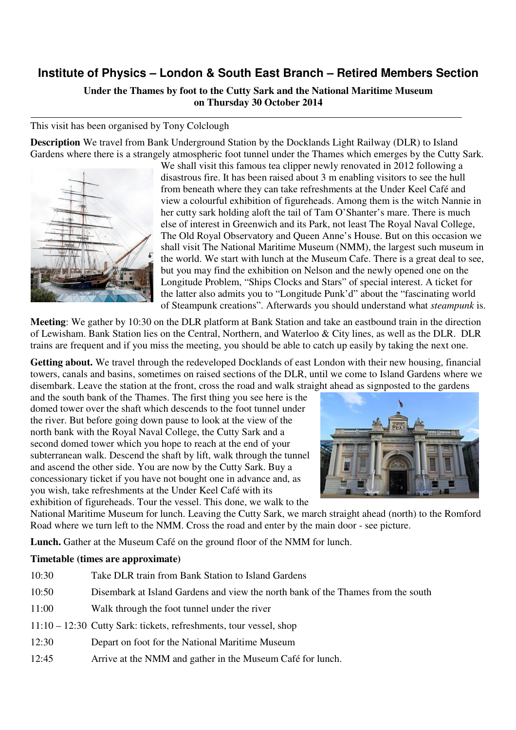# Institute of Physics – London & South East Branch – Retired Members Section

**Under the Thames by foot to the Cutty Sark and the National Maritime Museum on Thursday 30 October 2014**

---

This visit has been organised by Tony Colclough

**Description** We travel from Bank Underground Station by the Docklands Light Railway (DLR) to Island Gardens where there is a strangely atmospheric foot tunnel under the Thames which emerges by the Cutty Sark. We shall visit this famous tea clipper newly renovated in 2012 following a disastrous fire. It has been raised about 3 m enabling visitors to see the hull from beneath where they can take refreshments at the Under Keel Café and view a colourful exhibition of figureheads. Among them is the witch Nannie in her cutty sark holding aloft the tail of Tam O'Shanter's mare. There is much else of interest in Greenwich and its Park, not least The Royal Naval College, The Old Royal Observatory and Queen Anne's House. But on this occasion we shall visit The National Maritime Museum (NMM), the largest such museum in the world. We start with lunch at the Museum Cafe. There is a great deal to see, but you may find the exhibition on Nelson and the newly opened one on the Longitude Problem, "Ships Clocks and Stars" of special interest. A ticket for the latter also admits you to "Longitude Punk'd" about the "fascinating world of Steampunk creations". Afterwards you should understand what *steampunk* is.

**Meeting**: We gather by 10:30 on the DLR platform at Bank Station and take an eastbound train in the direction of Lewisham. Bank Station lies on the Central, Northern, and Waterloo & City lines, as well as the DLR. DLR trains are frequent and if you miss the meeting, you should be able to catch up easily by taking the next one.

**Getting about.** We travel through the redeveloped Docklands of east London with their new housing, financial towers, canals and basins, sometimes on raised sections of the DLR, until we come to Island Gardens where we disembark. Leave the station at the front, cross the road and walk straight ahead as signposted to the gardens and the south bank of the Thames. The first thing you see here is the domed tower over the shaft which descends to the foot tunnel under the river. But before going down pause to look at the view of the north bank with the Royal Naval College, the Cutty Sark and a second domed tower which you hope to reach at the end of your subterranean walk. Descend the shaft by lift, walk through the tunnel and ascend the other side. You are now by the Cutty Sark. Buy a concessionary ticket if you have not bought one in advance and, as you wish, take refreshments at the Under Keel Café with its exhibition of figureheads. Tour the vessel. This done, we walk to the National Maritime Museum for lunch. Leaving the Cutty Sark, we march straight ahead (north) to the Romford Road where we turn left to the NMM. Cross the road and enter by the main door - see picture.

**Lunch.** Gather at the Museum Café on the ground floor of the NMM for lunch.

**Timetable (times are approximate)**

| | |
|---|---|
| 10:30 | Take DLR train from Bank Station to Island Gardens |
| 10:50 | Disembark at Island Gardens and view the north bank of the Thames from the south |
| 11:00 | Walk through the foot tunnel under the river |
| 11:10 – 12:30 | Cutty Sark: tickets, refreshments, tour vessel, shop |
| 12:30 | Depart on foot for the National Maritime Museum |
| 12:45 | Arrive at the NMM and gather in the Museum Café for lunch. |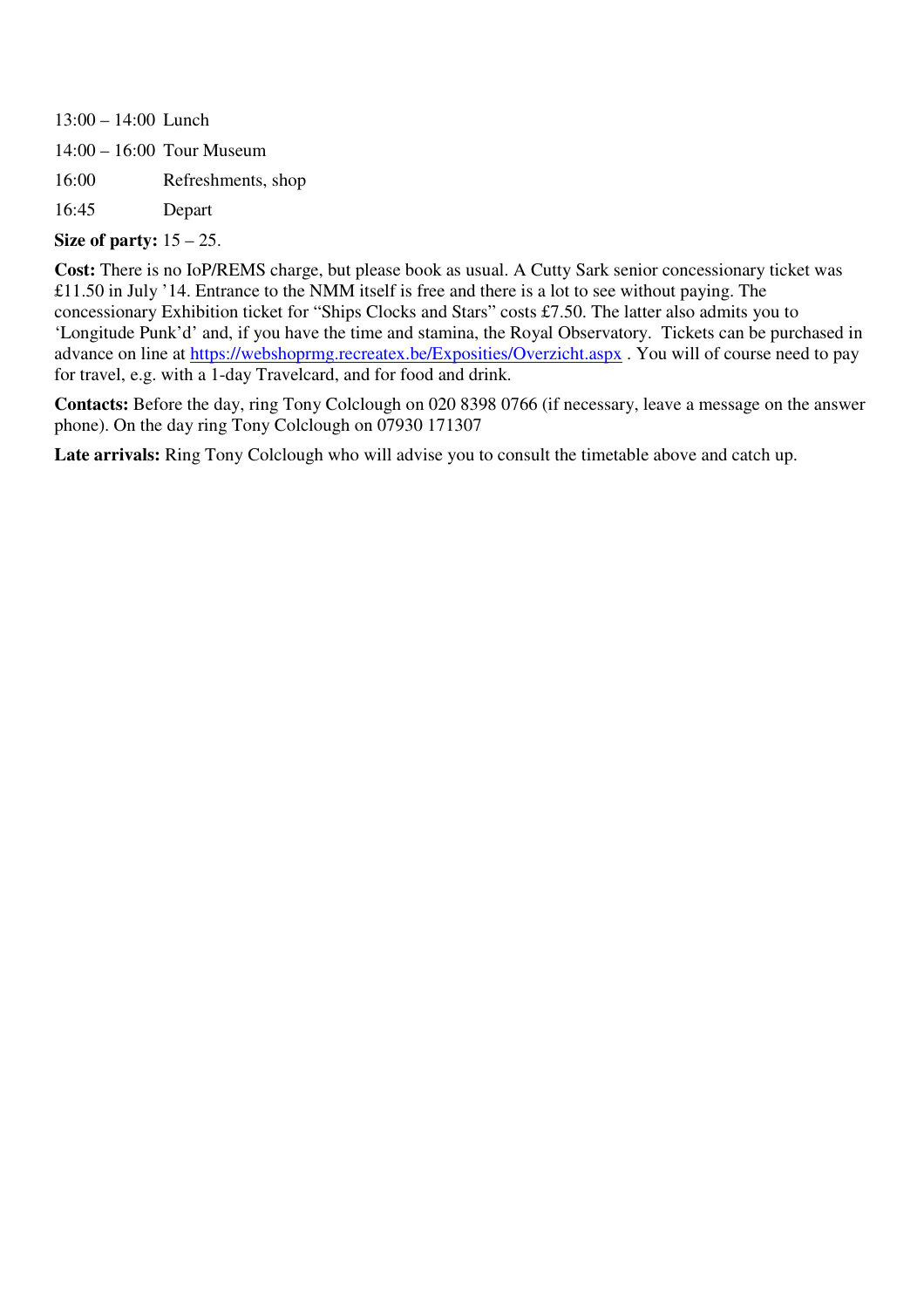13:00 – 14:00 Lunch

14:00 – 16:00 Tour Museum

16:00 Refreshments, shop

16:45 Depart

**Size of party:** 15 – 25.

**Cost:** There is no IoP/REMS charge, but please book as usual. A Cutty Sark senior concessionary ticket was £11.50 in July '14. Entrance to the NMM itself is free and there is a lot to see without paying. The concessionary Exhibition ticket for "Ships Clocks and Stars" costs £7.50. The latter also admits you to 'Longitude Punk'd' and, if you have the time and stamina, the Royal Observatory. Tickets can be purchased in advance on line at [https://webshoprmg.recreatex.be/Exposities/Overzicht.aspx](https://webshoprmg.recreatex.be/Exposities/Overzicht.aspx) . You will of course need to pay for travel, e.g. with a 1-day Travelcard, and for food and drink.

**Contacts:** Before the day, ring Tony Colclough on 020 8398 0766 (if necessary, leave a message on the answer phone). On the day ring Tony Colclough on 07930 171307

**Late arrivals:** Ring Tony Colclough who will advise you to consult the timetable above and catch up.